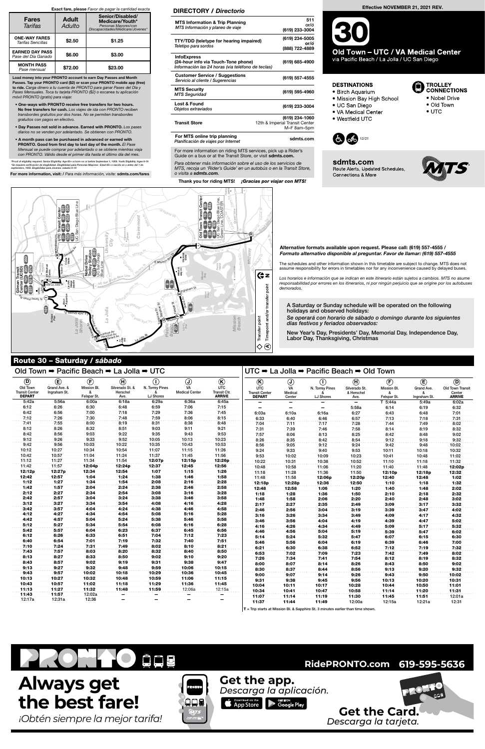Exact fare, please *Favor de pagar la cantidad exacta*

| Fares *Tarifas* | Adult *Adulto* | Senior/Disabled/Medicare/Youth* *Personas Mayores/con Discapacidades/Medicare/Jóvenes** |
|---|---|---|
| ONE-WAY FARES *Tarifas Sencillas* | $2.50 | $1.25 |
| EARNED DAY PASS *Pase del Día Ganado* | $6.00 | $3.00 |
| MONTH PASS *Pase mensual* | $72.00 | $23.00 |

**Load money into your PRONTO account to earn Day Passes and Month Passes. Tap your PRONTO card ($2) or scan your PRONTO mobile app (free) to ride.** *Carga dinero a tu cuenta de PRONTO para ganar Pases del Día y Pases Mensuales. Toca tu tarjeta PRONTO ($2) o escanea tu aplicación móvil PRONTO (gratis) para viajar.*

- **One-ways with PRONTO receive free transfers for two hours. No free transfers for cash.** *Los viajes de ida con PRONTO reciben transbordes gratuitos por dos horas. No se permiten transbordes gratuitos con pagos en efectivo.*
- **Day Passes not sold in advance. Earned with PRONTO.** *Los pases diarios no se venden por adelantado. Se obtienen con PRONTO.*
- **A month pass can be purchased in advanced or earned with PRONTO. Good from first day to last day of the month.** *El Pase Mensual se puede comprar por adelantado o se obtiene mientras viaja con PRONTO. Válido desde el primer día hasta el último día del mes.*

*Proof of eligibility required. Senior Eligibility: Age 65+ or born on or before September 1, 1959. Youth Eligibility: Ages 6-18
*Se requiere verificación de elegibilidad. Elegibilidad para Personas Mayores: Edad 65+ o nacido en o antes del 1 de septiembre, 1959. Elegibilidad para Jóvenes: edades 6-18

**For more information, visit:** / *Para más información, visite:* **sdmts.com/fares**

## DIRECTORY / *Directorio*

| | |
|---|---|
| **MTS Information & Trip Planning** *MTS Información y planeo de viaje* | 511 or/ó (619) 233-3004 |
| **TTY/TDD (teletype for hearing impaired)** *Teletipo para sordos* | (619) 234-5005 or/ó (888) 722-4889 |
| **InfoExpress (24-hour info via Touch-Tone phone)** *Información las 24 horas (via teléfono de teclas)* | (619) 685-4900 |
| **Customer Service / Suggestions** *Servicio al cliente / Sugerencias* | (619) 557-4555 |
| **MTS Security** *MTS Seguridad* | (619) 595-4960 |
| **Lost & Found** *Objetos extraviados* | (619) 233-3004 |
| **Transit Store** | (619) 234-1060 12th & Imperial Transit Center M–F 8am–5pm |
| **For MTS online trip planning** *Planificación de viajes por Internet* | sdmts.com |

For more information on riding MTS services, pick up a Rider's Guide on a bus or at the Transit Store, or visit **sdmts.com.**

*Para obtener más información sobre el uso de los servicios de MTS, recoja un 'Rider's Guide' en un autobús o en la Transit Store, o visita a* ***sdmts.com.***

**Thank you for riding MTS!** ***¡Gracias por viajar con MTS!***

Effective NOVEMBER 21, 2021 REV.

# 30 Old Town – UTC / VA Medical Center

via Pacific Beach / La Jolla / UC San Diego

### DESTINATIONS
- Birch Aquarium
- Mission Bay High School
- UC San Diego
- VA Medical Center
- Westfield UTC

### TROLLEY CONNECTIONS
- Nobel Drive
- Old Town
- UTC

12/21

**sdmts.com**
Route Alerts, Updated Schedules, Connections & More

**Alternative formats available upon request. Please call: (619) 557-4555 /** ***Formato alternativo disponible al preguntar. Favor de llamar: (619) 557-4555***

The schedules and other information shown in this timetable are subject to change. MTS does not assume responsibility for errors in timetables nor for any inconvenience caused by delayed buses.

*Los horarios e información que se indican en este itinerario están sujetos a cambios. MTS no asume responsabilidad por errores en los itinerarios, ni por ningún perjuicio que se origine por los autobuses demorados.*

A Saturday or Sunday schedule will be operated on the following holidays and observed holidays:
*Se operará con horario de sábado o domingo durante los siguientes días festivos y feriados observados:*
New Year's Day, Presidents' Day, Memorial Day, Independence Day, Labor Day, Thanksgiving, Christmas

## Route 30 – Saturday / *sábado*

### Old Town ➡ Pacific Beach ➡ La Jolla ➡ UTC

| (D) Old Town Transit Center DEPART | (E) Grand Ave. & Ingraham St. | (F) Mission Bl. & Felspar St. | (H) Silverado St. & Herschel Ave. | (I) N. Torrey Pines & LJ Shores | (J) VA Medical Center | (K) UTC Transit Ctr. ARRIVE |
|---|---|---|---|---|---|---|
| 5:42a | 5:56a | 6:00a | 6:18a | 6:29a | 6:36a | 6:45a |
| 6:12 | 6:26 | 6:30 | 6:48 | 6:59 | 7:06 | 7:15 |
| 6:42 | 6:56 | 7:00 | 7:18 | 7:29 | 7:36 | 7:45 |
| 7:12 | 7:26 | 7:30 | 7:48 | 7:59 | 8:06 | 8:15 |
| 7:41 | 7:55 | 8:00 | 8:19 | 8:31 | 8:38 | 8:48 |
| 8:12 | 8:26 | 8:32 | 8:51 | 9:03 | 9:11 | 9:21 |
| 8:42 | 8:56 | 9:03 | 9:22 | 9:35 | 9:43 | 9:53 |
| 9:12 | 9:26 | 9:33 | 9:52 | 10:05 | 10:13 | 10:23 |
| 9:42 | 9:56 | 10:03 | 10:22 | 10:35 | 10:43 | 10:53 |
| 10:12 | 10:27 | 10:34 | 10:54 | 11:07 | 11:15 | 11:26 |
| 10:42 | 10:57 | 11:04 | 11:24 | 11:37 | 11:45 | 11:56 |
| 11:12 | 11:27 | 11:34 | 11:54 | 12:07p | 12:15p | 12:26p |
| 11:42 | 11:57 | 12:04p | 12:24p | 12:37 | 12:45 | 12:56 |
| 12:12p | 12:27p | 12:34 | 12:54 | 1:07 | 1:15 | 1:26 |
| 12:42 | 12:57 | 1:04 | 1:24 | 1:38 | 1:46 | 1:58 |
| 1:12 | 1:27 | 1:34 | 1:54 | 2:08 | 2:16 | 2:28 |
| 1:42 | 1:57 | 2:04 | 2:24 | 2:38 | 2:46 | 2:58 |
| 2:12 | 2:27 | 2:34 | 2:54 | 3:08 | 3:16 | 3:28 |
| 2:42 | 2:57 | 3:04 | 3:24 | 3:38 | 3:46 | 3:58 |
| 3:12 | 3:27 | 3:34 | 3:54 | 4:08 | 4:16 | 4:28 |
| 3:42 | 3:57 | 4:04 | 4:24 | 4:38 | 4:46 | 4:58 |
| 4:12 | 4:27 | 4:34 | 4:54 | 5:08 | 5:16 | 5:28 |
| 4:42 | 4:57 | 5:04 | 5:24 | 5:38 | 5:46 | 5:58 |
| 5:12 | 5:27 | 5:34 | 5:54 | 6:08 | 6:16 | 6:28 |
| 5:42 | 5:57 | 6:04 | 6:23 | 6:37 | 6:45 | 6:56 |
| 6:12 | 6:26 | 6:33 | 6:51 | 7:04 | 7:12 | 7:23 |
| 6:40 | 6:54 | 7:01 | 7:19 | 7:32 | 7:40 | 7:51 |
| 7:10 | 7:24 | 7:31 | 7:49 | 8:02 | 8:10 | 8:21 |
| 7:43 | 7:57 | 8:03 | 8:20 | 8:32 | 8:40 | 8:50 |
| 8:13 | 8:27 | 8:33 | 8:50 | 9:02 | 9:10 | 9:20 |
| 8:43 | 8:57 | 9:02 | 9:19 | 9:31 | 9:38 | 9:47 |
| 9:13 | 9:27 | 9:32 | 9:48 | 9:59 | 10:06 | 10:15 |
| 9:43 | 9:57 | 10:02 | 10:18 | 10:29 | 10:36 | 10:45 |
| 10:13 | 10:27 | 10:32 | 10:48 | 10:59 | 11:06 | 11:15 |
| 10:43 | 10:57 | 11:02 | 11:18 | 11:29 | 11:36 | 11:45 |
| 11:13 | 11:27 | 11:32 | 11:48 | 11:59 | 12:06a | 12:15a |
| 11:43 | 11:57 | 12:02a | – | – | – | – |
| 12:17a | 12:31a | 12:36 | – | – | – | – |

### UTC ➡ La Jolla ➡ Pacific Beach ➡ Old Town

| (K) UTC Transit Center DEPART | (J) VA Medical Center | (I) N. Torrey Pines & LJ Shores | (H) Silverado St. & Herschel Ave. | (F) Mission Bl. & Felspar St. | (E) Grand Ave. & Ingraham St. | (D) Old Town Transit Center ARRIVE |
|---|---|---|---|---|---|---|
| – | – | – | – | T 5:44a | 5:49a | 6:02a |
| – | – | – | 5:58a | 6:14 | 6:19 | 6:32 |
| 6:03a | 6:10a | 6:16a | 6:27 | 6:43 | 6:48 | 7:01 |
| 6:33 | 6:40 | 6:46 | 6:57 | 7:13 | 7:18 | 7:31 |
| 7:04 | 7:11 | 7:17 | 7:28 | 7:44 | 7:49 | 8:02 |
| 7:31 | 7:39 | 7:46 | 7:58 | 8:14 | 8:19 | 8:32 |
| 7:57 | 8:06 | 8:13 | 8:25 | 8:42 | 8:48 | 9:02 |
| 8:26 | 8:35 | 8:42 | 8:54 | 9:12 | 9:18 | 9:32 |
| 8:56 | 9:05 | 9:12 | 9:24 | 9:42 | 9:48 | 10:02 |
| 9:24 | 9:33 | 9:40 | 9:53 | 10:11 | 10:18 | 10:32 |
| 9:53 | 10:02 | 10:09 | 10:23 | 10:41 | 10:48 | 11:02 |
| 10:22 | 10:31 | 10:38 | 10:52 | 11:10 | 11:18 | 11:32 |
| 10:48 | 10:58 | 11:06 | 11:20 | 11:40 | 11:48 | 12:02p |
| 11:18 | 11:28 | 11:36 | 11:50 | 12:10p | 12:18p | 12:32 |
| 11:48 | 11:58 | 12:06p | 12:20p | 12:40 | 12:48 | 1:02 |
| 12:18p | 12:28p | 12:36 | 12:50 | 1:10 | 1:18 | 1:32 |
| 12:48 | 12:58 | 1:06 | 1:20 | 1:40 | 1:48 | 2:02 |
| 1:18 | 1:28 | 1:36 | 1:50 | 2:10 | 2:18 | 2:32 |
| 1:48 | 1:58 | 2:06 | 2:20 | 2:40 | 2:48 | 3:02 |
| 2:17 | 2:27 | 2:35 | 2:49 | 3:09 | 3:17 | 3:32 |
| 2:46 | 2:56 | 3:04 | 3:19 | 3:39 | 3:47 | 4:02 |
| 3:16 | 3:26 | 3:34 | 3:49 | 4:09 | 4:17 | 4:32 |
| 3:46 | 3:56 | 4:04 | 4:19 | 4:39 | 4:47 | 5:02 |
| 4:16 | 4:26 | 4:34 | 4:49 | 5:09 | 5:17 | 5:32 |
| 4:46 | 4:56 | 5:04 | 5:19 | 5:39 | 5:47 | 6:02 |
| 5:14 | 5:24 | 5:32 | 5:47 | 6:07 | 6:15 | 6:30 |
| 5:46 | 5:56 | 6:04 | 6:19 | 6:39 | 6:46 | 7:00 |
| 6:21 | 6:30 | 6:38 | 6:52 | 7:12 | 7:19 | 7:32 |
| 6:53 | 7:02 | 7:09 | 7:23 | 7:42 | 7:49 | 8:02 |
| 7:26 | 7:34 | 7:41 | 7:54 | 8:12 | 8:19 | 8:32 |
| 8:00 | 8:07 | 8:14 | 8:26 | 8:43 | 8:50 | 9:02 |
| 8:30 | 8:37 | 8:44 | 8:56 | 9:13 | 9:20 | 9:32 |
| 9:00 | 9:07 | 9:14 | 9:26 | 9:43 | 9:50 | 10:02 |
| 9:31 | 9:38 | 9:45 | 9:56 | 10:13 | 10:20 | 10:31 |
| 10:04 | 10:11 | 10:17 | 10:28 | 10:44 | 10:50 | 11:01 |
| 10:34 | 10:41 | 10:47 | 10:58 | 11:14 | 11:20 | 11:31 |
| 11:07 | 11:14 | 11:19 | 11:30 | 11:45 | 11:51 | 12:01a |
| 11:37 | 11:44 | 11:49 | 12:00a | 12:15a | 12:21a | 12:31 |

**T** = Trip starts at Mission Bl. & Sapphire St. 3 minutes earlier than time shown.

PRONTO **RidePRONTO.com 619-595-5636**

# Always get the best fare!
*¡Obtén siempre la mejor tarifa!*

**Get the app.** *Descarga la aplicación.*

**Get the Card.** *Descarga la tarjeta.*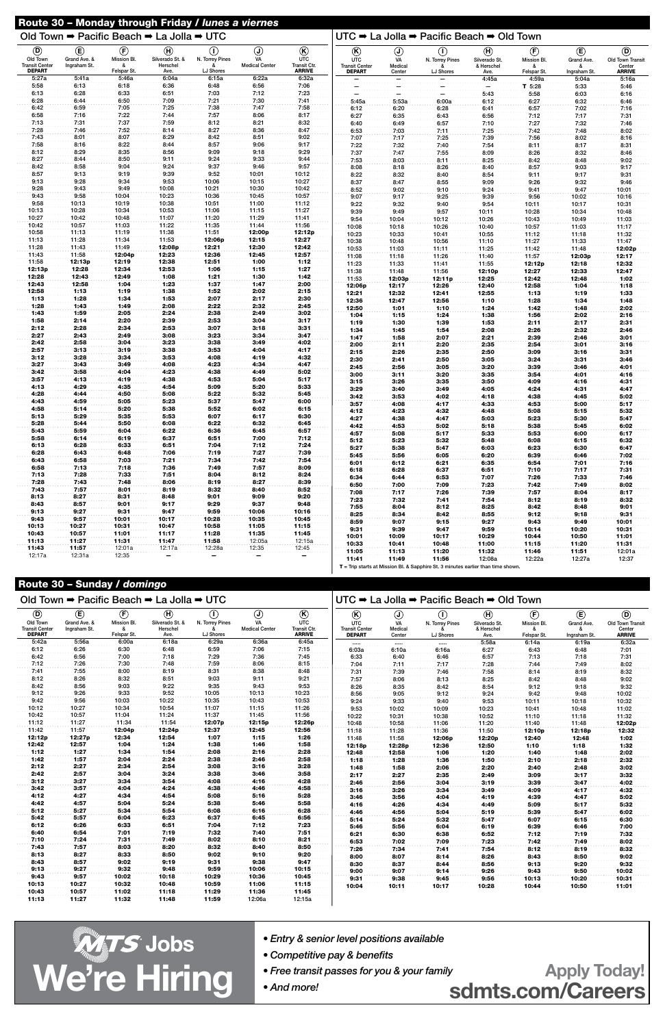## Route 30 – Monday through Friday / *lunes a viernes*

### Old Town ➡ Pacific Beach ➡ La Jolla ➡ UTC

| (D) Old Town Transit Center DEPART | (E) Grand Ave. & Ingraham St. | (F) Mission Bl. & Felspar St. | (H) Silverado St. & Herschel Ave. | (I) N. Torrey Pines & LJ Shores | (J) VA Medical Center | (K) UTC Transit Ctr. ARRIVE |
|---|---|---|---|---|---|---|
| 5:27a | 5:41a | 5:46a | 6:04a | 6:15a | 6:22a | 6:32a |
| 5:58 | 6:13 | 6:18 | 6:36 | 6:48 | 6:56 | 7:06 |
| 6:13 | 6:28 | 6:33 | 6:51 | 7:03 | 7:12 | 7:23 |
| 6:28 | 6:44 | 6:50 | 7:09 | 7:21 | 7:30 | 7:41 |
| 6:42 | 6:59 | 7:05 | 7:25 | 7:38 | 7:47 | 7:58 |
| 6:58 | 7:16 | 7:22 | 7:44 | 7:57 | 8:06 | 8:17 |
| 7:13 | 7:31 | 7:37 | 7:59 | 8:12 | 8:21 | 8:32 |
| 7:28 | 7:46 | 7:52 | 8:14 | 8:27 | 8:36 | 8:47 |
| 7:43 | 8:01 | 8:07 | 8:29 | 8:42 | 8:51 | 9:02 |
| 7:58 | 8:16 | 8:22 | 8:44 | 8:57 | 9:06 | 9:17 |
| 8:12 | 8:29 | 8:35 | 8:56 | 9:09 | 9:18 | 9:29 |
| 8:27 | 8:44 | 8:50 | 9:11 | 9:24 | 9:33 | 9:44 |
| 8:42 | 8:58 | 9:04 | 9:24 | 9:37 | 9:46 | 9:57 |
| 8:57 | 9:13 | 9:19 | 9:39 | 9:52 | 10:01 | 10:12 |
| 9:13 | 9:28 | 9:34 | 9:53 | 10:06 | 10:15 | 10:27 |
| 9:28 | 9:43 | 9:49 | 10:08 | 10:21 | 10:30 | 10:42 |
| 9:43 | 9:58 | 10:04 | 10:23 | 10:36 | 10:45 | 10:57 |
| 9:58 | 10:13 | 10:19 | 10:38 | 10:51 | 11:00 | 11:12 |
| 10:13 | 10:28 | 10:34 | 10:53 | 11:06 | 11:15 | 11:27 |
| 10:27 | 10:42 | 10:48 | 11:07 | 11:20 | 11:29 | 11:41 |
| 10:42 | 10:57 | 11:03 | 11:22 | 11:35 | 11:44 | 11:56 |
| 10:58 | 11:13 | 11:19 | 11:38 | 11:51 | **12:00p** | **12:12p** |
| 11:13 | 11:28 | 11:34 | 11:53 | **12:06p** | **12:15** | **12:27** |
| 11:28 | 11:43 | 11:49 | **12:08p** | **12:21** | **12:30** | **12:42** |
| 11:43 | 11:58 | **12:04p** | **12:23** | **12:36** | **12:45** | **12:57** |
| 11:58 | **12:13p** | **12:19** | **12:38** | **12:51** | **1:00** | **1:12** |
| **12:13p** | **12:28** | **12:34** | **12:53** | **1:06** | **1:15** | **1:27** |
| **12:28** | **12:43** | **12:49** | **1:08** | **1:21** | **1:30** | **1:42** |
| **12:43** | **12:58** | **1:04** | **1:23** | **1:37** | **1:47** | **2:00** |
| **12:58** | **1:13** | **1:19** | **1:38** | **1:52** | **2:02** | **2:15** |
| **1:13** | **1:28** | **1:34** | **1:53** | **2:07** | **2:17** | **2:30** |
| **1:28** | **1:43** | **1:49** | **2:08** | **2:22** | **2:32** | **2:45** |
| **1:43** | **1:59** | **2:05** | **2:24** | **2:38** | **2:49** | **3:02** |
| **1:58** | **2:14** | **2:20** | **2:39** | **2:53** | **3:04** | **3:17** |
| **2:12** | **2:28** | **2:34** | **2:53** | **3:07** | **3:18** | **3:31** |
| **2:27** | **2:43** | **2:49** | **3:08** | **3:23** | **3:34** | **3:47** |
| **2:42** | **2:58** | **3:04** | **3:23** | **3:38** | **3:49** | **4:02** |
| **2:57** | **3:13** | **3:19** | **3:38** | **3:53** | **4:04** | **4:17** |
| **3:12** | **3:28** | **3:34** | **3:53** | **4:08** | **4:19** | **4:32** |
| **3:27** | **3:43** | **3:49** | **4:08** | **4:23** | **4:34** | **4:47** |
| **3:42** | **3:58** | **4:04** | **4:23** | **4:38** | **4:49** | **5:02** |
| **3:57** | **4:13** | **4:19** | **4:38** | **4:53** | **5:04** | **5:17** |
| **4:13** | **4:29** | **4:35** | **4:54** | **5:09** | **5:20** | **5:33** |
| **4:28** | **4:44** | **4:50** | **5:08** | **5:22** | **5:32** | **5:45** |
| **4:43** | **4:59** | **5:05** | **5:23** | **5:37** | **5:47** | **6:00** |
| **4:58** | **5:14** | **5:20** | **5:38** | **5:52** | **6:02** | **6:15** |
| **5:13** | **5:29** | **5:35** | **5:53** | **6:07** | **6:17** | **6:30** |
| **5:28** | **5:44** | **5:50** | **6:08** | **6:22** | **6:32** | **6:45** |
| **5:43** | **5:59** | **6:04** | **6:22** | **6:36** | **6:45** | **6:57** |
| **5:58** | **6:14** | **6:19** | **6:37** | **6:51** | **7:00** | **7:12** |
| **6:13** | **6:28** | **6:33** | **6:51** | **7:04** | **7:12** | **7:24** |
| **6:28** | **6:43** | **6:48** | **7:06** | **7:19** | **7:27** | **7:39** |
| **6:43** | **6:58** | **7:03** | **7:21** | **7:34** | **7:42** | **7:54** |
| **6:58** | **7:13** | **7:18** | **7:36** | **7:49** | **7:57** | **8:09** |
| **7:13** | **7:28** | **7:33** | **7:51** | **8:04** | **8:12** | **8:24** |
| **7:28** | **7:43** | **7:48** | **8:06** | **8:19** | **8:27** | **8:39** |
| **7:43** | **7:57** | **8:01** | **8:19** | **8:32** | **8:40** | **8:52** |
| **8:13** | **8:27** | **8:31** | **8:48** | **9:01** | **9:09** | **9:20** |
| **8:43** | **8:57** | **9:01** | **9:17** | **9:29** | **9:37** | **9:48** |
| **9:13** | **9:27** | **9:31** | **9:47** | **9:59** | **10:06** | **10:16** |
| **9:43** | **9:57** | **10:01** | **10:17** | **10:28** | **10:35** | **10:45** |
| **10:13** | **10:27** | **10:31** | **10:47** | **10:58** | **11:05** | **11:15** |
| **10:43** | **10:57** | **11:01** | **11:17** | **11:28** | **11:35** | **11:45** |
| **11:13** | **11:27** | **11:31** | **11:47** | **11:58** | 12:05a | 12:15a |
| **11:43** | **11:57** | 12:01a | 12:17a | 12:28a | 12:35 | 12:45 |
| 12:17a | 12:31a | 12:35 | – | – | – | – |

### UTC ➡ La Jolla ➡ Pacific Beach ➡ Old Town

| (K) UTC Transit Center DEPART | (J) VA Medical Center | (I) N. Torrey Pines & LJ Shores | (H) Silverado St. & Herschel Ave. | (F) Mission Bl. & Felspar St. | (E) Grand Ave. & Ingraham St. | (D) Old Town Transit Center ARRIVE |
|---|---|---|---|---|---|---|
| – | – | – | 4:45a | 4:59a | 5:04a | 5:16a |
| – | – | – | – | T 5:28 | 5:33 | 5:46 |
| – | – | – | 5:43 | 5:58 | 6:03 | 6:16 |
| 5:45a | 5:53a | 6:00a | 6:12 | 6:27 | 6:32 | 6:46 |
| 6:12 | 6:20 | 6:28 | 6:41 | 6:57 | 7:02 | 7:16 |
| 6:27 | 6:35 | 6:43 | 6:56 | 7:12 | 7:17 | 7:31 |
| 6:40 | 6:49 | 6:57 | 7:10 | 7:27 | 7:32 | 7:46 |
| 6:53 | 7:03 | 7:11 | 7:25 | 7:42 | 7:48 | 8:02 |
| 7:07 | 7:17 | 7:25 | 7:39 | 7:56 | 8:02 | 8:16 |
| 7:22 | 7:32 | 7:40 | 7:54 | 8:11 | 8:17 | 8:31 |
| 7:37 | 7:47 | 7:55 | 8:09 | 8:26 | 8:32 | 8:46 |
| 7:53 | 8:03 | 8:11 | 8:25 | 8:42 | 8:48 | 9:02 |
| 8:08 | 8:18 | 8:26 | 8:40 | 8:57 | 9:03 | 9:17 |
| 8:22 | 8:32 | 8:40 | 8:54 | 9:11 | 9:17 | 9:31 |
| 8:37 | 8:47 | 8:55 | 9:09 | 9:26 | 9:32 | 9:46 |
| 8:52 | 9:02 | 9:10 | 9:24 | 9:41 | 9:47 | 10:01 |
| 9:07 | 9:17 | 9:25 | 9:39 | 9:56 | 10:02 | 10:16 |
| 9:22 | 9:32 | 9:40 | 9:54 | 10:11 | 10:17 | 10:31 |
| 9:39 | 9:49 | 9:57 | 10:11 | 10:28 | 10:34 | 10:48 |
| 9:54 | 10:04 | 10:12 | 10:26 | 10:43 | 10:49 | 11:03 |
| 10:08 | 10:18 | 10:26 | 10:40 | 10:57 | 11:03 | 11:17 |
| 10:23 | 10:33 | 10:41 | 10:55 | 11:12 | 11:18 | 11:32 |
| 10:38 | 10:48 | 10:56 | 11:10 | 11:27 | 11:33 | 11:47 |
| 10:53 | 11:03 | 11:11 | 11:25 | 11:42 | 11:48 | **12:02p** |
| 11:08 | 11:18 | 11:26 | 11:40 | 11:57 | **12:03p** | **12:17** |
| 11:23 | 11:33 | 11:41 | 11:55 | **12:12p** | **12:18** | **12:32** |
| 11:38 | 11:48 | 11:56 | **12:10p** | **12:27** | **12:33** | **12:47** |
| 11:53 | **12:03p** | **12:11p** | **12:25** | **12:42** | **12:48** | **1:02** |
| **12:06p** | **12:17** | **12:26** | **12:40** | **12:58** | **1:04** | **1:18** |
| **12:21** | **12:32** | **12:41** | **12:55** | **1:13** | **1:19** | **1:33** |
| **12:36** | **12:47** | **12:56** | **1:10** | **1:28** | **1:34** | **1:48** |
| **12:50** | **1:01** | **1:10** | **1:24** | **1:42** | **1:48** | **2:02** |
| **1:04** | **1:15** | **1:24** | **1:38** | **1:56** | **2:02** | **2:16** |
| **1:19** | **1:30** | **1:39** | **1:53** | **2:11** | **2:17** | **2:31** |
| **1:34** | **1:45** | **1:54** | **2:08** | **2:26** | **2:32** | **2:46** |
| **1:47** | **1:58** | **2:07** | **2:21** | **2:39** | **2:46** | **3:01** |
| **2:00** | **2:11** | **2:20** | **2:35** | **2:54** | **3:01** | **3:16** |
| **2:15** | **2:26** | **2:35** | **2:50** | **3:09** | **3:16** | **3:31** |
| **2:30** | **2:41** | **2:50** | **3:05** | **3:24** | **3:31** | **3:46** |
| **2:45** | **2:56** | **3:05** | **3:20** | **3:39** | **3:46** | **4:01** |
| **3:00** | **3:11** | **3:20** | **3:35** | **3:54** | **4:01** | **4:16** |
| **3:15** | **3:26** | **3:35** | **3:50** | **4:09** | **4:16** | **4:31** |
| **3:29** | **3:40** | **3:49** | **4:05** | **4:24** | **4:31** | **4:47** |
| **3:42** | **3:53** | **4:02** | **4:18** | **4:38** | **4:45** | **5:02** |
| **3:57** | **4:08** | **4:17** | **4:33** | **4:53** | **5:00** | **5:17** |
| **4:12** | **4:23** | **4:32** | **4:48** | **5:08** | **5:15** | **5:32** |
| **4:27** | **4:38** | **4:47** | **5:03** | **5:23** | **5:30** | **5:47** |
| **4:42** | **4:53** | **5:02** | **5:18** | **5:38** | **5:45** | **6:02** |
| **4:57** | **5:08** | **5:17** | **5:33** | **5:53** | **6:00** | **6:17** |
| **5:12** | **5:23** | **5:32** | **5:48** | **6:08** | **6:15** | **6:32** |
| **5:27** | **5:38** | **5:47** | **6:03** | **6:23** | **6:30** | **6:47** |
| **5:45** | **5:56** | **6:05** | **6:20** | **6:39** | **6:46** | **7:02** |
| **6:01** | **6:12** | **6:21** | **6:35** | **6:54** | **7:01** | **7:16** |
| **6:18** | **6:28** | **6:37** | **6:51** | **7:10** | **7:17** | **7:31** |
| **6:34** | **6:44** | **6:53** | **7:07** | **7:26** | **7:33** | **7:46** |
| **6:50** | **7:00** | **7:09** | **7:23** | **7:42** | **7:49** | **8:02** |
| **7:08** | **7:17** | **7:26** | **7:39** | **7:57** | **8:04** | **8:17** |
| **7:23** | **7:32** | **7:41** | **7:54** | **8:12** | **8:19** | **8:32** |
| **7:55** | **8:04** | **8:12** | **8:25** | **8:42** | **8:48** | **9:01** |
| **8:25** | **8:34** | **8:42** | **8:55** | **9:12** | **9:18** | **9:31** |
| **8:59** | **9:07** | **9:15** | **9:27** | **9:43** | **9:49** | **10:01** |
| **9:31** | **9:39** | **9:47** | **9:59** | **10:14** | **10:20** | **10:31** |
| **10:01** | **10:09** | **10:17** | **10:29** | **10:44** | **10:50** | **11:01** |
| **10:33** | **10:41** | **10:48** | **11:00** | **11:15** | **11:20** | **11:31** |
| **11:05** | **11:13** | **11:20** | **11:32** | **11:46** | **11:51** | 12:01a |
| **11:41** | **11:49** | **11:56** | 12:08a | 12:22a | 12:27a | 12:37 |

T = Trip starts at Mission Bl. & Sapphire St. 3 minutes earlier than time shown.

## Route 30 – Sunday / *domingo*

### Old Town ➡ Pacific Beach ➡ La Jolla ➡ UTC

| (D) Old Town Transit Center DEPART | (E) Grand Ave. & Ingraham St. | (F) Mission Bl. & Felspar St. | (H) Silverado St. & Herschel Ave. | (I) N. Torrey Pines & LJ Shores | (J) VA Medical Center | (K) UTC Transit Ctr. ARRIVE |
|---|---|---|---|---|---|---|
| 5:42a | 5:56a | 6:00a | 6:18a | 6:29a | 6:36a | 6:45a |
| 6:12 | 6:26 | 6:30 | 6:48 | 6:59 | 7:06 | 7:15 |
| 6:42 | 6:56 | 7:00 | 7:18 | 7:29 | 7:36 | 7:45 |
| 7:12 | 7:26 | 7:30 | 7:48 | 7:59 | 8:06 | 8:15 |
| 7:41 | 7:55 | 8:00 | 8:19 | 8:31 | 8:38 | 8:48 |
| 8:12 | 8:26 | 8:32 | 8:51 | 9:03 | 9:11 | 9:21 |
| 8:42 | 8:56 | 9:03 | 9:22 | 9:35 | 9:43 | 9:53 |
| 9:12 | 9:26 | 9:33 | 9:52 | 10:05 | 10:13 | 10:23 |
| 9:42 | 9:56 | 10:03 | 10:22 | 10:35 | 10:43 | 10:53 |
| 10:12 | 10:27 | 10:34 | 10:54 | 11:07 | 11:15 | 11:26 |
| 10:42 | 10:57 | 11:04 | 11:24 | 11:37 | 11:45 | 11:56 |
| 11:12 | 11:27 | 11:34 | 11:54 | **12:07p** | **12:15p** | **12:26p** |
| 11:42 | 11:57 | **12:04p** | **12:24p** | **12:37** | **12:45** | **12:56** |
| **12:12p** | **12:27p** | **12:34** | **12:54** | **1:07** | **1:15** | **1:26** |
| **12:42** | **12:57** | **1:04** | **1:24** | **1:38** | **1:46** | **1:58** |
| **1:12** | **1:27** | **1:34** | **1:54** | **2:08** | **2:16** | **2:28** |
| **1:42** | **1:57** | **2:04** | **2:24** | **2:38** | **2:46** | **2:58** |
| **2:12** | **2:27** | **2:34** | **2:54** | **3:08** | **3:16** | **3:28** |
| **2:42** | **2:57** | **3:04** | **3:24** | **3:38** | **3:46** | **3:58** |
| **3:12** | **3:27** | **3:34** | **3:54** | **4:08** | **4:16** | **4:28** |
| **3:42** | **3:57** | **4:04** | **4:24** | **4:38** | **4:46** | **4:58** |
| **4:12** | **4:27** | **4:34** | **4:54** | **5:08** | **5:16** | **5:28** |
| **4:42** | **4:57** | **5:04** | **5:24** | **5:38** | **5:46** | **5:58** |
| **5:12** | **5:27** | **5:34** | **5:54** | **6:08** | **6:16** | **6:28** |
| **5:42** | **5:57** | **6:04** | **6:23** | **6:37** | **6:45** | **6:56** |
| **6:12** | **6:26** | **6:33** | **6:51** | **7:04** | **7:12** | **7:23** |
| **6:42** | **6:54** | **7:01** | **7:19** | **7:32** | **7:40** | **7:51** |
| **7:10** | **7:24** | **7:31** | **7:49** | **8:02** | **8:10** | **8:21** |
| **7:43** | **7:57** | **8:03** | **8:20** | **8:32** | **8:40** | **8:50** |
| **8:13** | **8:27** | **8:33** | **8:50** | **9:02** | **9:10** | **9:20** |
| **8:43** | **8:57** | **9:02** | **9:19** | **9:31** | **9:38** | **9:47** |
| **9:13** | **9:27** | **9:32** | **9:48** | **9:59** | **10:06** | **10:15** |
| **9:43** | **9:57** | **10:02** | **10:18** | **10:29** | **10:36** | **10:45** |
| **10:13** | **10:27** | **10:32** | **10:48** | **10:59** | **11:06** | **11:15** |
| **10:43** | **10:57** | **11:02** | **11:18** | **11:29** | **11:36** | **11:45** |
| **11:13** | **11:27** | **11:32** | **11:48** | **11:59** | 12:06a | 12:15a |

### UTC ➡ La Jolla ➡ Pacific Beach ➡ Old Town

| (K) UTC Transit Center DEPART | (J) VA Medical Center | (I) N. Torrey Pines & LJ Shores | (H) Silverado St. & Herschel Ave. | (F) Mission Bl. & Felspar St. | (E) Grand Ave. & Ingraham St. | (D) Old Town Transit Center ARRIVE |
|---|---|---|---|---|---|---|
| ..... | ..... | ..... | 5:58a | 6:14a | 6:19a | 6:32a |
| 6:03a | 6:10a | 6:16a | 6:27 | 6:43 | 6:48 | 7:01 |
| 6:33 | 6:40 | 6:46 | 6:57 | 7:13 | 7:18 | 7:31 |
| 7:04 | 7:11 | 7:17 | 7:28 | 7:44 | 7:49 | 8:02 |
| 7:31 | 7:39 | 7:46 | 7:58 | 8:14 | 8:19 | 8:32 |
| 7:57 | 8:06 | 8:13 | 8:25 | 8:42 | 8:48 | 9:02 |
| 8:26 | 8:35 | 8:42 | 8:54 | 9:12 | 9:18 | 9:32 |
| 8:56 | 9:05 | 9:12 | 9:24 | 9:42 | 9:48 | 10:02 |
| 9:24 | 9:33 | 9:40 | 9:53 | 10:11 | 10:18 | 10:32 |
| 9:53 | 10:02 | 10:09 | 10:23 | 10:41 | 10:48 | 11:02 |
| 10:22 | 10:31 | 10:38 | 10:52 | 11:10 | 11:18 | 11:32 |
| 10:48 | 10:58 | 11:06 | 11:20 | 11:40 | 11:48 | **12:02p** |
| 11:18 | 11:28 | 11:36 | 11:50 | **12:10p** | **12:18p** | **12:32** |
| 11:48 | 11:58 | **12:06p** | **12:20p** | **12:40** | **12:48** | **1:02** |
| **12:18p** | **12:28p** | **12:36** | **12:50** | **1:10** | **1:18** | **1:32** |
| **12:48** | **12:58** | **1:06** | **1:20** | **1:40** | **1:48** | **2:02** |
| **1:18** | **1:28** | **1:36** | **1:50** | **2:10** | **2:18** | **2:32** |
| **1:48** | **1:58** | **2:06** | **2:20** | **2:40** | **2:48** | **3:02** |
| **2:17** | **2:27** | **2:35** | **2:49** | **3:09** | **3:17** | **3:32** |
| **2:46** | **2:56** | **3:04** | **3:19** | **3:39** | **3:47** | **4:02** |
| **3:16** | **3:26** | **3:34** | **3:49** | **4:09** | **4:17** | **4:32** |
| **3:46** | **3:56** | **4:04** | **4:19** | **4:39** | **4:47** | **5:02** |
| **4:16** | **4:26** | **4:34** | **4:49** | **5:09** | **5:17** | **5:32** |
| **4:46** | **4:56** | **5:04** | **5:19** | **5:39** | **5:47** | **6:02** |
| **5:14** | **5:24** | **5:32** | **5:47** | **6:07** | **6:15** | **6:30** |
| **5:46** | **5:56** | **6:04** | **6:19** | **6:39** | **6:46** | **7:00** |
| **6:21** | **6:30** | **6:38** | **6:52** | **7:12** | **7:19** | **7:32** |
| **6:53** | **7:02** | **7:09** | **7:23** | **7:42** | **7:49** | **8:02** |
| **7:26** | **7:34** | **7:41** | **7:54** | **8:12** | **8:19** | **8:32** |
| **8:00** | **8:07** | **8:14** | **8:26** | **8:43** | **8:50** | **9:02** |
| **8:30** | **8:37** | **8:44** | **8:56** | **9:13** | **9:20** | **9:32** |
| **9:00** | **9:07** | **9:14** | **9:26** | **9:43** | **9:50** | **10:02** |
| **9:31** | **9:38** | **9:45** | **9:56** | **10:13** | **10:20** | **10:31** |
| **10:04** | **10:11** | **10:17** | **10:28** | **10:44** | **10:50** | **11:01** |

**MTS Jobs We're Hiring**

- *Entry & senior level positions available*
- *Competitive pay & benefits*
- *Free transit passes for you & your family*
- *And more!*

**Apply Today!**
**sdmts.com/Careers**